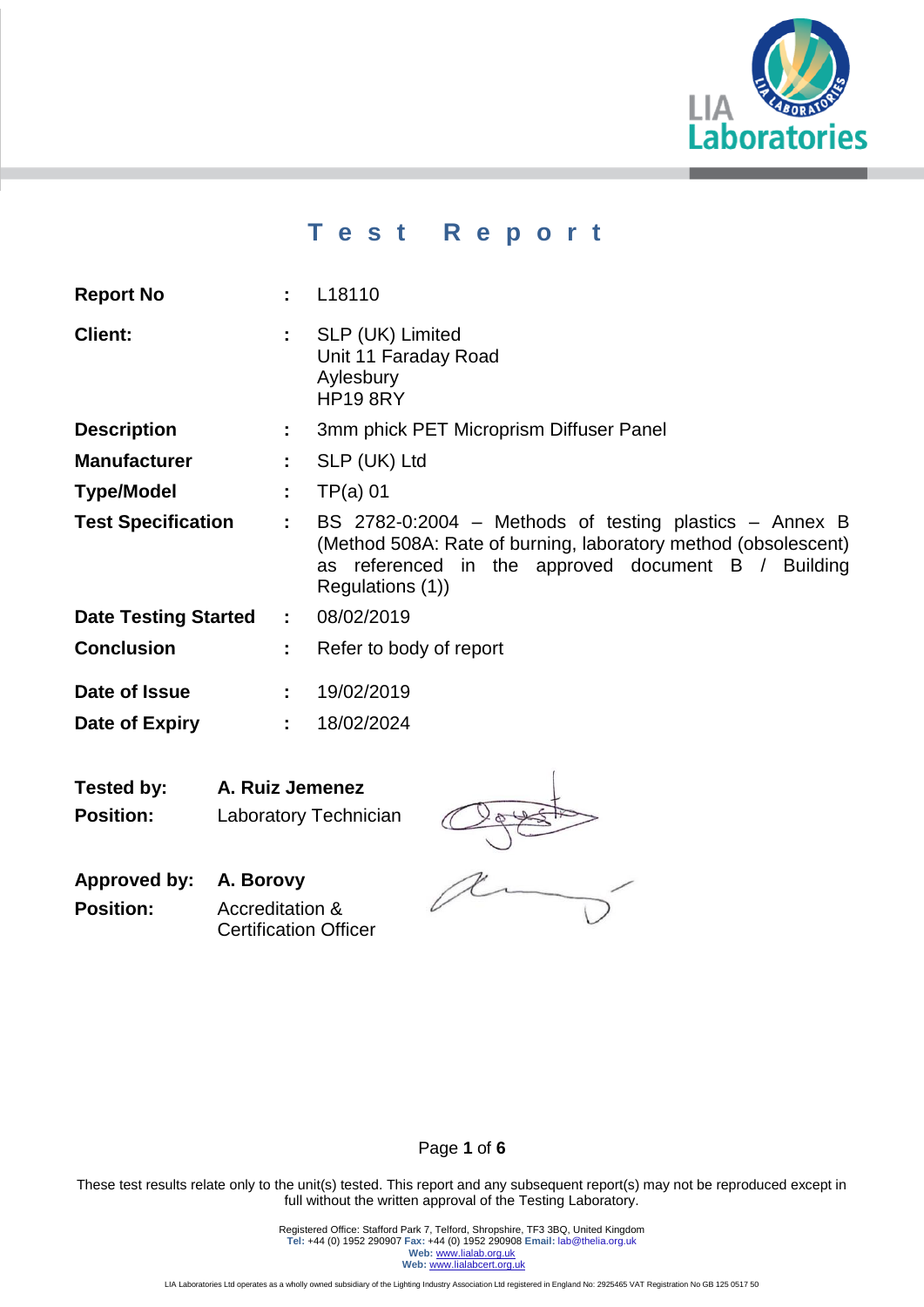# Test Report

| | | |
|---|---|---|
| **Report No** | : | L18110 |
| **Client:** | : | SLP (UK) Limited<br>Unit 11 Faraday Road<br>Aylesbury<br>HP19 8RY |
| **Description** | : | 3mm phick PET Microprism Diffuser Panel |
| **Manufacturer** | : | SLP (UK) Ltd |
| **Type/Model** | : | TP(a) 01 |
| **Test Specification** | : | BS 2782-0:2004 – Methods of testing plastics – Annex B (Method 508A: Rate of burning, laboratory method (obsolescent) as referenced in the approved document B / Building Regulations (1)) |
| **Date Testing Started** | : | 08/02/2019 |
| **Conclusion** | : | Refer to body of report |
| **Date of Issue** | : | 19/02/2019 |
| **Date of Expiry** | : | 18/02/2024 |

**Tested by:** **A. Ruiz Jemenez**
**Position:** Laboratory Technician

**Approved by:** **A. Borovy**
**Position:** Accreditation & Certification Officer

These test results relate only to the unit(s) tested. This report and any subsequent report(s) may not be reproduced except in full without the written approval of the Testing Laboratory.

Registered Office: Stafford Park 7, Telford, Shropshire, TF3 3BQ, United Kingdom
**Tel:** +44 (0) 1952 290907 **Fax:** +44 (0) 1952 290908 **Email:** lab@thelia.org.uk
**Web:** www.lialab.org.uk
**Web:** www.lialabcert.org.uk

LIA Laboratories Ltd operates as a wholly owned subsidiary of the Lighting Industry Association Ltd registered in England No: 2925465 VAT Registration No GB 125 0517 50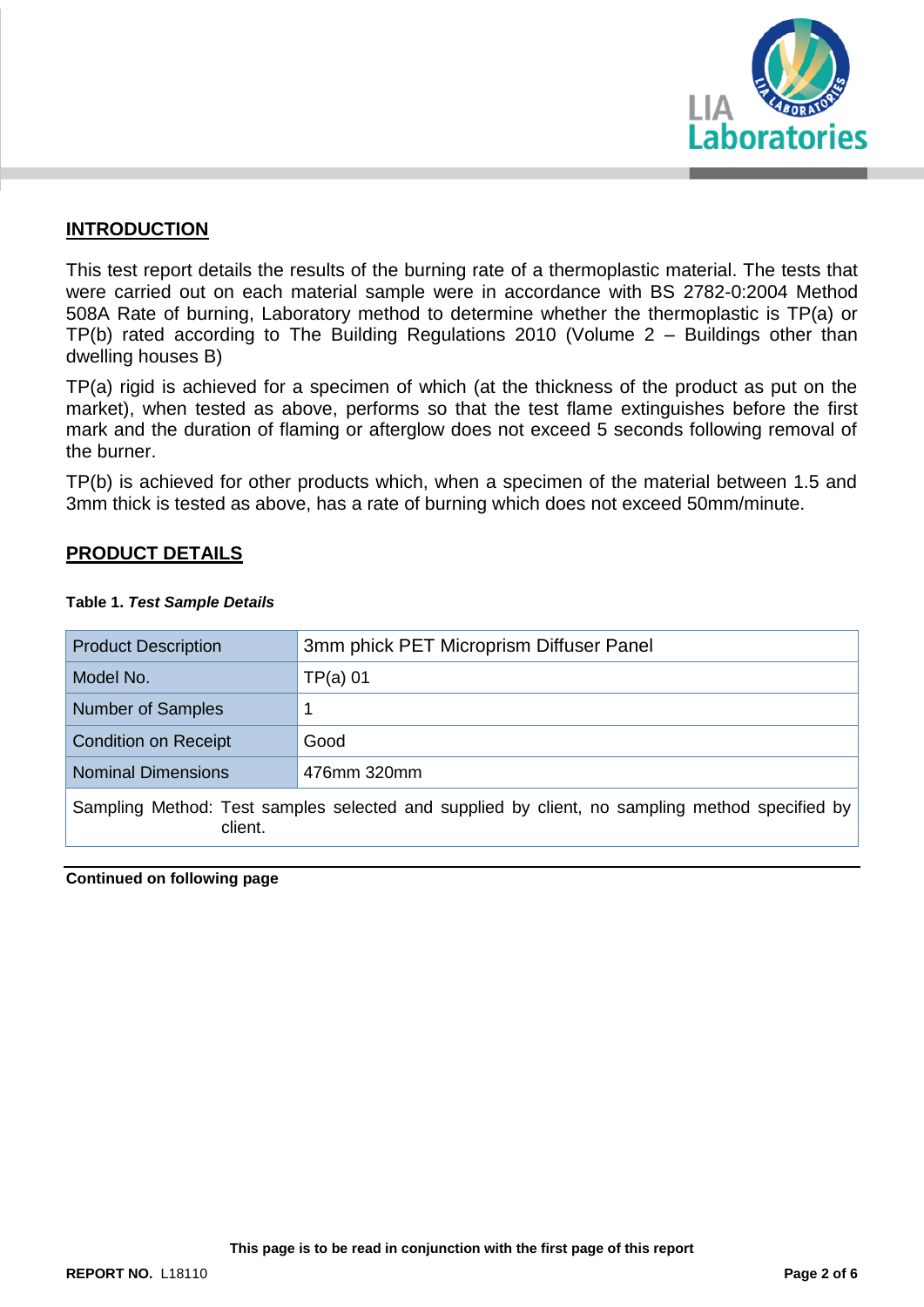## INTRODUCTION

This test report details the results of the burning rate of a thermoplastic material. The tests that were carried out on each material sample were in accordance with BS 2782-0:2004 Method 508A Rate of burning, Laboratory method to determine whether the thermoplastic is TP(a) or TP(b) rated according to The Building Regulations 2010 (Volume 2 – Buildings other than dwelling houses B)

TP(a) rigid is achieved for a specimen of which (at the thickness of the product as put on the market), when tested as above, performs so that the test flame extinguishes before the first mark and the duration of flaming or afterglow does not exceed 5 seconds following removal of the burner.

TP(b) is achieved for other products which, when a specimen of the material between 1.5 and 3mm thick is tested as above, has a rate of burning which does not exceed 50mm/minute.

## PRODUCT DETAILS

**Table 1.** ***Test Sample Details***

| Product Description | 3mm phick PET Microprism Diffuser Panel |
|---|---|
| Model No. | TP(a) 01 |
| Number of Samples | 1 |
| Condition on Receipt | Good |
| Nominal Dimensions | 476mm 320mm |
| Sampling Method: Test samples selected and supplied by client, no sampling method specified by client. | |

**Continued on following page**

**This page is to be read in conjunction with the first page of this report**

**REPORT NO.** L18110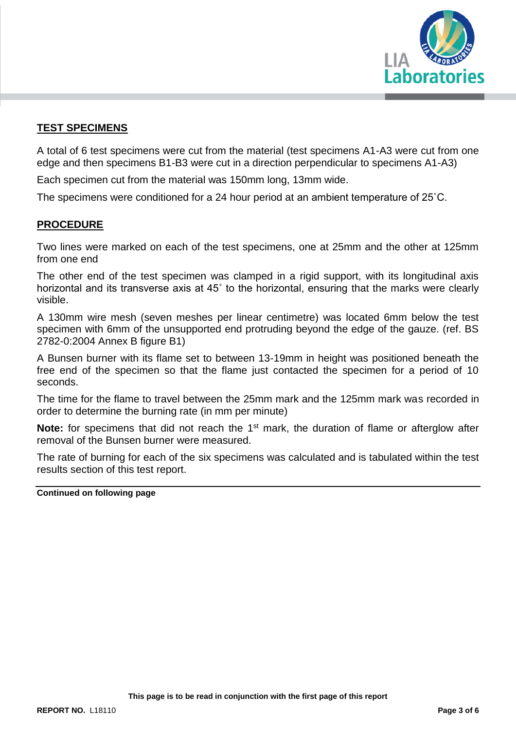## TEST SPECIMENS

A total of 6 test specimens were cut from the material (test specimens A1-A3 were cut from one edge and then specimens B1-B3 were cut in a direction perpendicular to specimens A1-A3)

Each specimen cut from the material was 150mm long, 13mm wide.

The specimens were conditioned for a 24 hour period at an ambient temperature of 25˚C.

## PROCEDURE

Two lines were marked on each of the test specimens, one at 25mm and the other at 125mm from one end

The other end of the test specimen was clamped in a rigid support, with its longitudinal axis horizontal and its transverse axis at 45˚ to the horizontal, ensuring that the marks were clearly visible.

A 130mm wire mesh (seven meshes per linear centimetre) was located 6mm below the test specimen with 6mm of the unsupported end protruding beyond the edge of the gauze. (ref. BS 2782-0:2004 Annex B figure B1)

A Bunsen burner with its flame set to between 13-19mm in height was positioned beneath the free end of the specimen so that the flame just contacted the specimen for a period of 10 seconds.

The time for the flame to travel between the 25mm mark and the 125mm mark was recorded in order to determine the burning rate (in mm per minute)

**Note:** for specimens that did not reach the 1st mark, the duration of flame or afterglow after removal of the Bunsen burner were measured.

The rate of burning for each of the six specimens was calculated and is tabulated within the test results section of this test report.

**Continued on following page**

**This page is to be read in conjunction with the first page of this report**

**REPORT NO.** L18110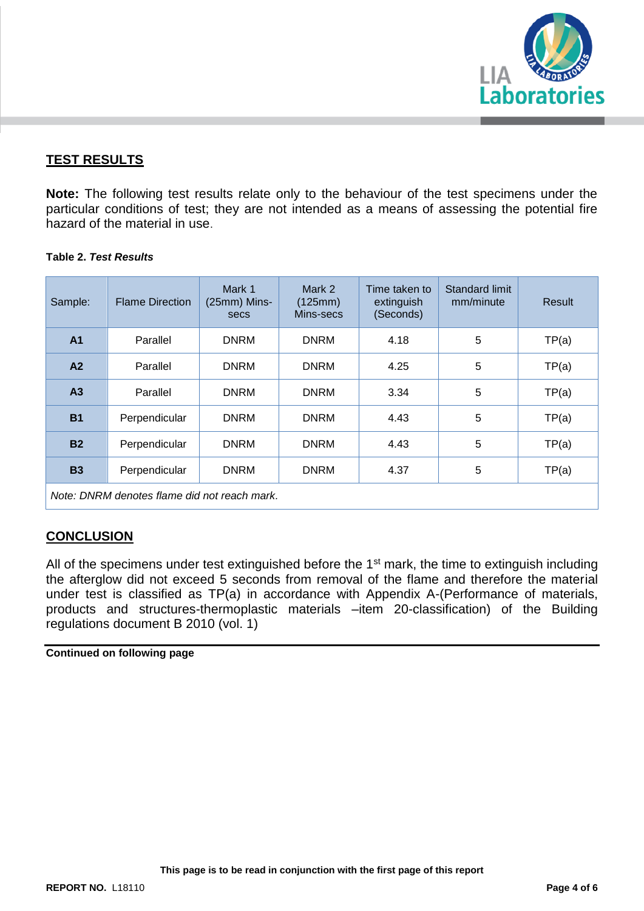## TEST RESULTS

**Note:** The following test results relate only to the behaviour of the test specimens under the particular conditions of test; they are not intended as a means of assessing the potential fire hazard of the material in use.

**Table 2.** ***Test Results***

| Sample: | Flame Direction | Mark 1 (25mm) Mins-secs | Mark 2 (125mm) Mins-secs | Time taken to extinguish (Seconds) | Standard limit mm/minute | Result |
|---|---|---|---|---|---|---|
| **A1** | Parallel | DNRM | DNRM | 4.18 | 5 | TP(a) |
| **A2** | Parallel | DNRM | DNRM | 4.25 | 5 | TP(a) |
| **A3** | Parallel | DNRM | DNRM | 3.34 | 5 | TP(a) |
| **B1** | Perpendicular | DNRM | DNRM | 4.43 | 5 | TP(a) |
| **B2** | Perpendicular | DNRM | DNRM | 4.43 | 5 | TP(a) |
| **B3** | Perpendicular | DNRM | DNRM | 4.37 | 5 | TP(a) |
| *Note: DNRM denotes flame did not reach mark.* | | | | | | |

## CONCLUSION

All of the specimens under test extinguished before the 1st mark, the time to extinguish including the afterglow did not exceed 5 seconds from removal of the flame and therefore the material under test is classified as TP(a) in accordance with Appendix A-(Performance of materials, products and structures-thermoplastic materials –item 20-classification) of the Building regulations document B 2010 (vol. 1)

**Continued on following page**

**This page is to be read in conjunction with the first page of this report**

**REPORT NO.** L18110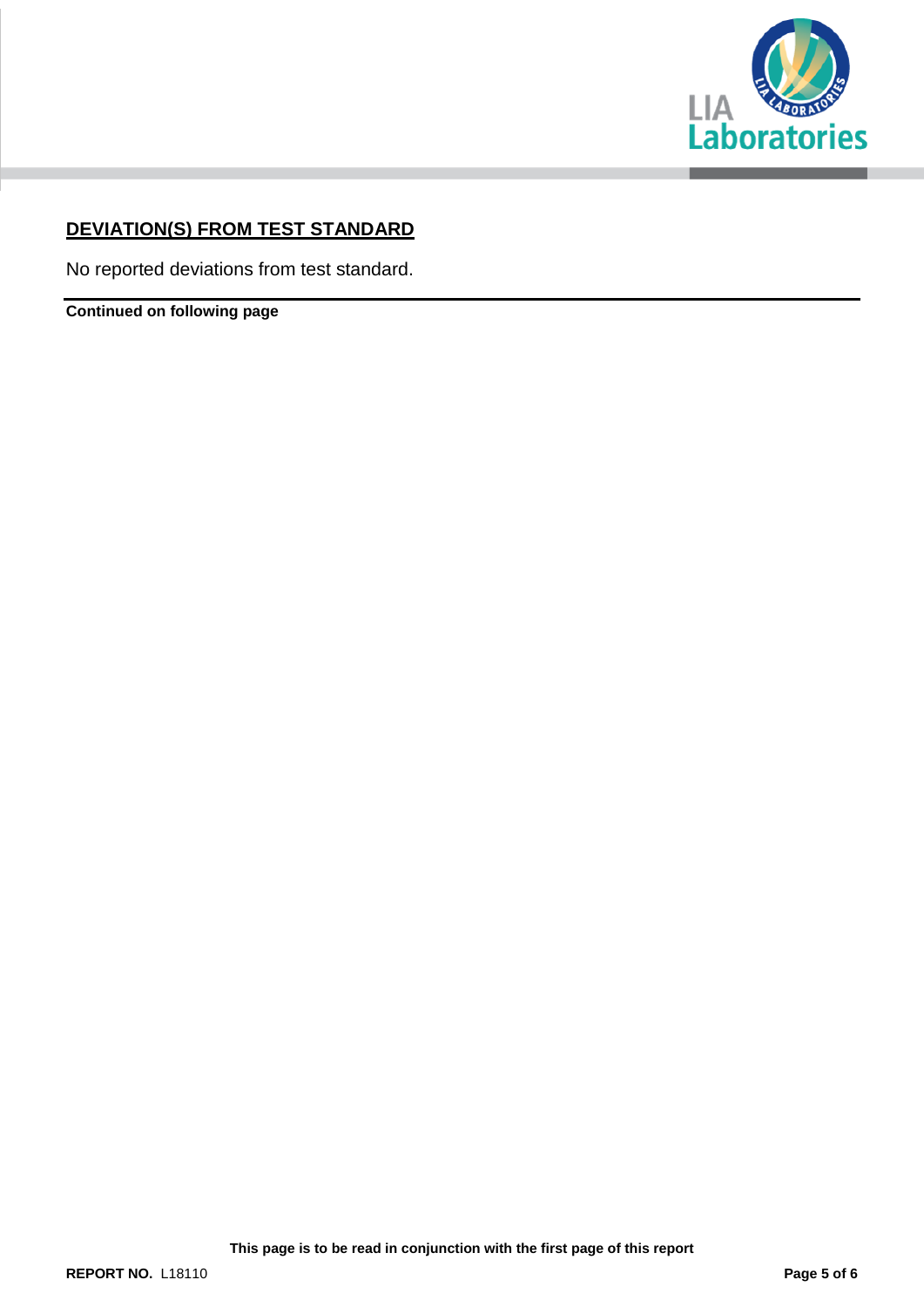## DEVIATION(S) FROM TEST STANDARD

No reported deviations from test standard.

**Continued on following page**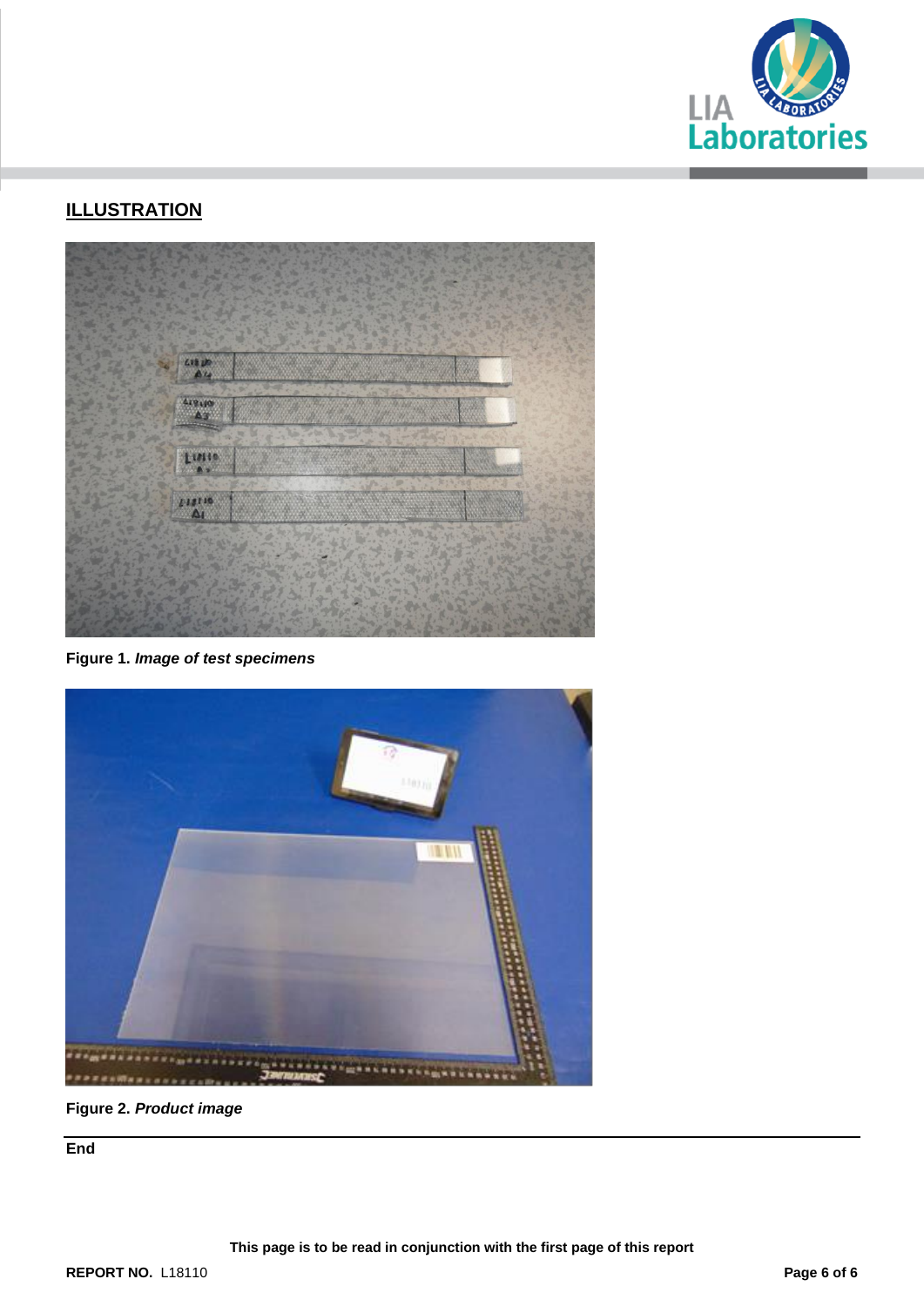## ILLUSTRATION

**Figure 1.** ***Image of test specimens***

**Figure 2.** ***Product image***

---

**End**

This page is to be read in conjunction with the first page of this report

**REPORT NO.** L18110